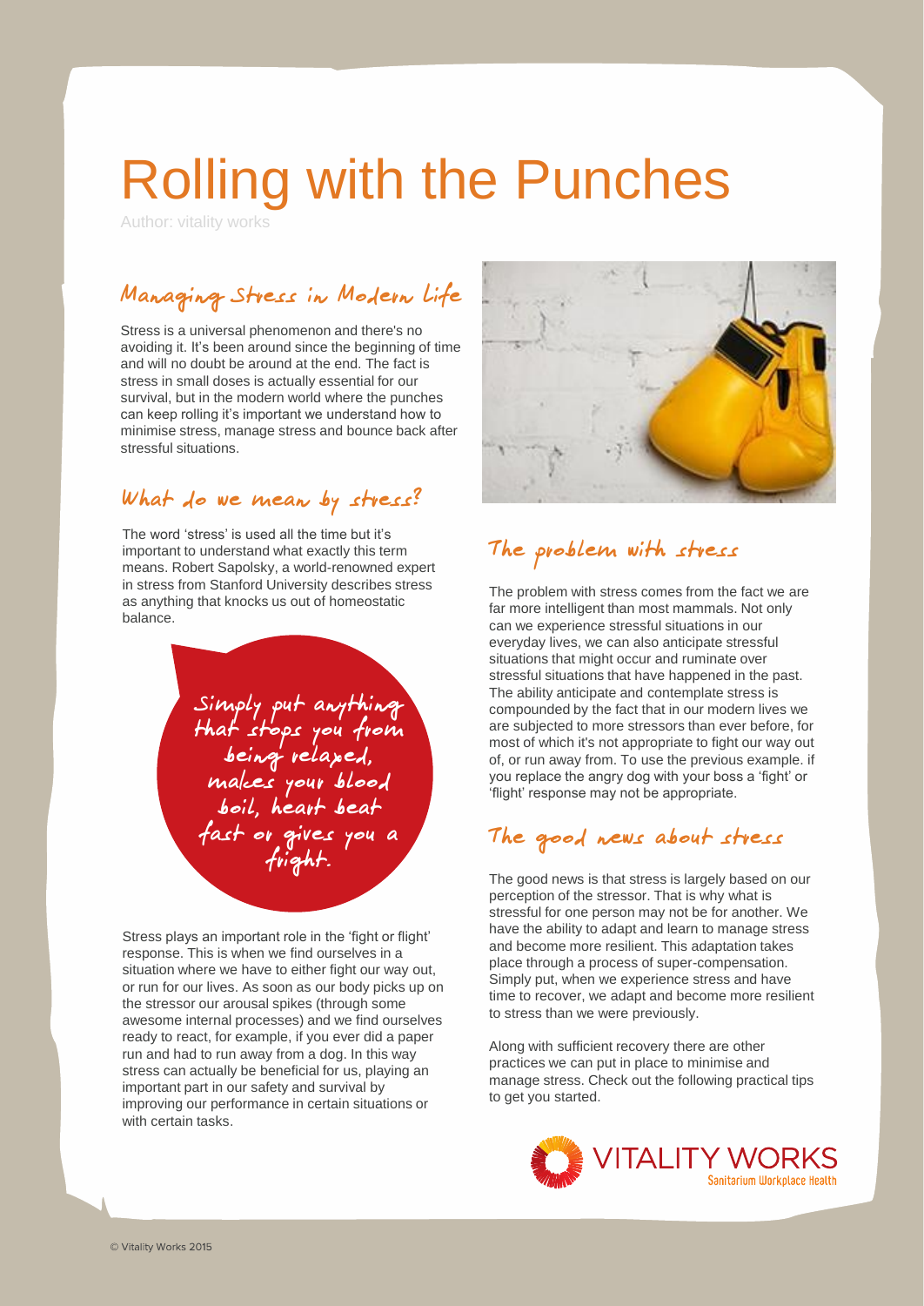# Rolling with the Punches

Author: vitality works

## Managing Stress in Modern Life

Stress is a universal phenomenon and there's no avoiding it. It's been around since the beginning of time and will no doubt be around at the end. The fact is stress in small doses is actually essential for our survival, but in the modern world where the punches can keep rolling it's important we understand how to minimise stress, manage stress and bounce back after stressful situations.

## What do we mean by stress?

The word 'stress' is used all the time but it's important to understand what exactly this term means. Robert Sapolsky, a world-renowned expert in stress from Stanford University describes stress as anything that knocks us out of homeostatic balance.

> Simply put anything that stops you from being relaxed, makes your blood boil, heart beat fast or gives you a fright.

Stress plays an important role in the 'fight or flight' response. This is when we find ourselves in a situation where we have to either fight our way out, or run for our lives. As soon as our body picks up on the stressor our arousal spikes (through some awesome internal processes) and we find ourselves ready to react, for example, if you ever did a paper run and had to run away from a dog. In this way stress can actually be beneficial for us, playing an important part in our safety and survival by improving our performance in certain situations or with certain tasks.

## The problem with stress

The problem with stress comes from the fact we are far more intelligent than most mammals. Not only can we experience stressful situations in our everyday lives, we can also anticipate stressful situations that might occur and ruminate over stressful situations that have happened in the past. The ability anticipate and contemplate stress is compounded by the fact that in our modern lives we are subjected to more stressors than ever before, for most of which it's not appropriate to fight our way out of, or run away from. To use the previous example. if you replace the angry dog with your boss a 'fight' or 'flight' response may not be appropriate.

## The good news about stress

The good news is that stress is largely based on our perception of the stressor. That is why what is stressful for one person may not be for another. We have the ability to adapt and learn to manage stress and become more resilient. This adaptation takes place through a process of super-compensation. Simply put, when we experience stress and have time to recover, we adapt and become more resilient to stress than we were previously.

Along with sufficient recovery there are other practices we can put in place to minimise and manage stress. Check out the following practical tips to get you started.

VITALITY WORKS
Sanitarium Workplace Health

© Vitality Works 2015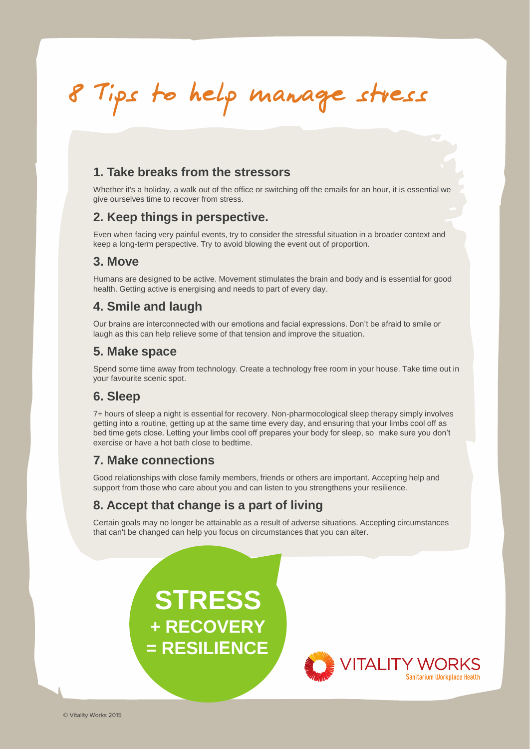# 8 Tips to help manage stress

## 1. Take breaks from the stressors

Whether it's a holiday, a walk out of the office or switching off the emails for an hour, it is essential we give ourselves time to recover from stress.

## 2. Keep things in perspective.

Even when facing very painful events, try to consider the stressful situation in a broader context and keep a long-term perspective. Try to avoid blowing the event out of proportion.

## 3. Move

Humans are designed to be active. Movement stimulates the brain and body and is essential for good health. Getting active is energising and needs to part of every day.

## 4. Smile and laugh

Our brains are interconnected with our emotions and facial expressions. Don't be afraid to smile or laugh as this can help relieve some of that tension and improve the situation.

## 5. Make space

Spend some time away from technology. Create a technology free room in your house. Take time out in your favourite scenic spot.

## 6. Sleep

7+ hours of sleep a night is essential for recovery. Non-pharmocological sleep therapy simply involves getting into a routine, getting up at the same time every day, and ensuring that your limbs cool off as bed time gets close. Letting your limbs cool off prepares your body for sleep, so make sure you don't exercise or have a hot bath close to bedtime.

## 7. Make connections

Good relationships with close family members, friends or others are important. Accepting help and support from those who care about you and can listen to you strengthens your resilience.

## 8. Accept that change is a part of living

Certain goals may no longer be attainable as a result of adverse situations. Accepting circumstances that can't be changed can help you focus on circumstances that you can alter.

**STRESS**
**+ RECOVERY**
**= RESILIENCE**

VITALITY WORKS
Sanitarium Workplace Health

© Vitality Works 2015